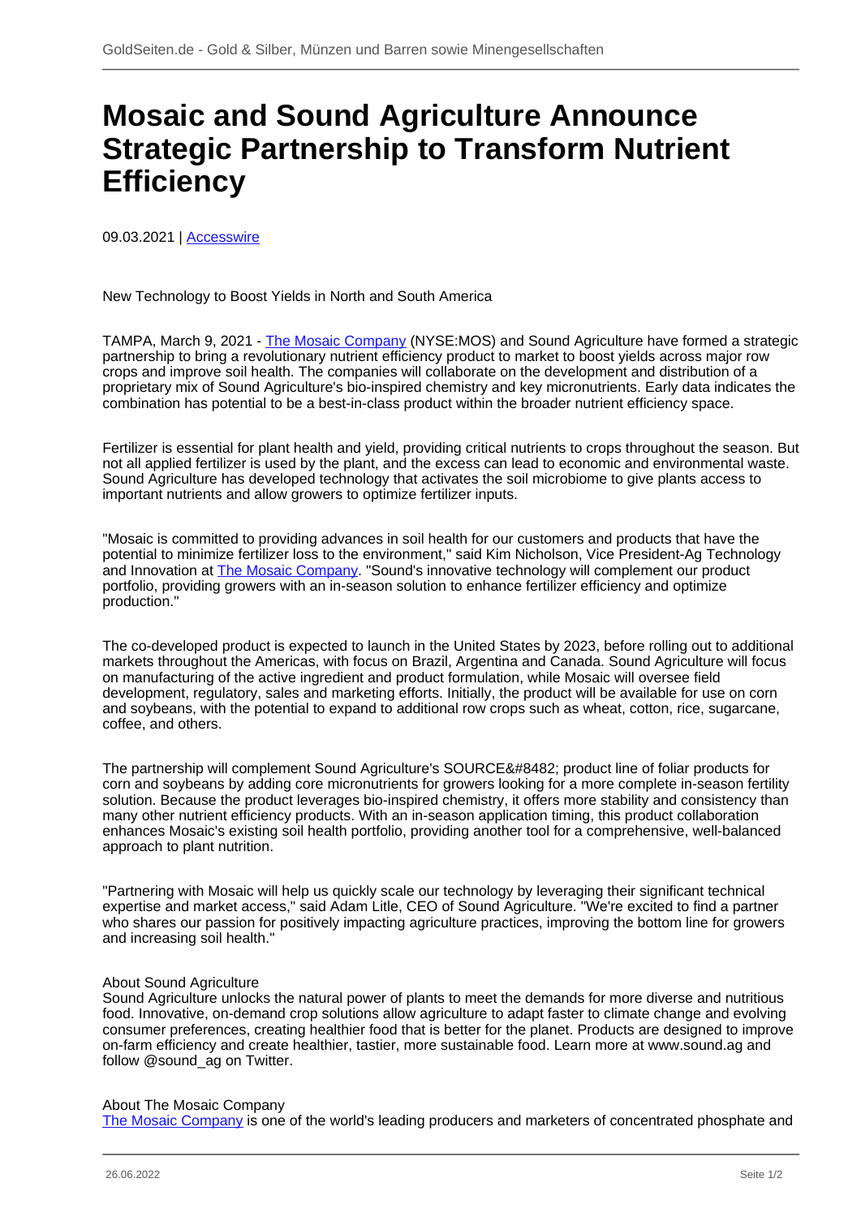# Mosaic and Sound Agriculture Announce Strategic Partnership to Transform Nutrient Efficiency

09.03.2021 | Accesswire

New Technology to Boost Yields in North and South America

TAMPA, March 9, 2021 - The Mosaic Company (NYSE:MOS) and Sound Agriculture have formed a strategic partnership to bring a revolutionary nutrient efficiency product to market to boost yields across major row crops and improve soil health. The companies will collaborate on the development and distribution of a proprietary mix of Sound Agriculture's bio-inspired chemistry and key micronutrients. Early data indicates the combination has potential to be a best-in-class product within the broader nutrient efficiency space.

Fertilizer is essential for plant health and yield, providing critical nutrients to crops throughout the season. But not all applied fertilizer is used by the plant, and the excess can lead to economic and environmental waste. Sound Agriculture has developed technology that activates the soil microbiome to give plants access to important nutrients and allow growers to optimize fertilizer inputs.

"Mosaic is committed to providing advances in soil health for our customers and products that have the potential to minimize fertilizer loss to the environment," said Kim Nicholson, Vice President-Ag Technology and Innovation at The Mosaic Company. "Sound's innovative technology will complement our product portfolio, providing growers with an in-season solution to enhance fertilizer efficiency and optimize production."

The co-developed product is expected to launch in the United States by 2023, before rolling out to additional markets throughout the Americas, with focus on Brazil, Argentina and Canada. Sound Agriculture will focus on manufacturing of the active ingredient and product formulation, while Mosaic will oversee field development, regulatory, sales and marketing efforts. Initially, the product will be available for use on corn and soybeans, with the potential to expand to additional row crops such as wheat, cotton, rice, sugarcane, coffee, and others.

The partnership will complement Sound Agriculture's SOURCE&#8482; product line of foliar products for corn and soybeans by adding core micronutrients for growers looking for a more complete in-season fertility solution. Because the product leverages bio-inspired chemistry, it offers more stability and consistency than many other nutrient efficiency products. With an in-season application timing, this product collaboration enhances Mosaic's existing soil health portfolio, providing another tool for a comprehensive, well-balanced approach to plant nutrition.

"Partnering with Mosaic will help us quickly scale our technology by leveraging their significant technical expertise and market access," said Adam Litle, CEO of Sound Agriculture. "We're excited to find a partner who shares our passion for positively impacting agriculture practices, improving the bottom line for growers and increasing soil health."

About Sound Agriculture
Sound Agriculture unlocks the natural power of plants to meet the demands for more diverse and nutritious food. Innovative, on-demand crop solutions allow agriculture to adapt faster to climate change and evolving consumer preferences, creating healthier food that is better for the planet. Products are designed to improve on-farm efficiency and create healthier, tastier, more sustainable food. Learn more at www.sound.ag and follow @sound_ag on Twitter.

About The Mosaic Company
The Mosaic Company is one of the world's leading producers and marketers of concentrated phosphate and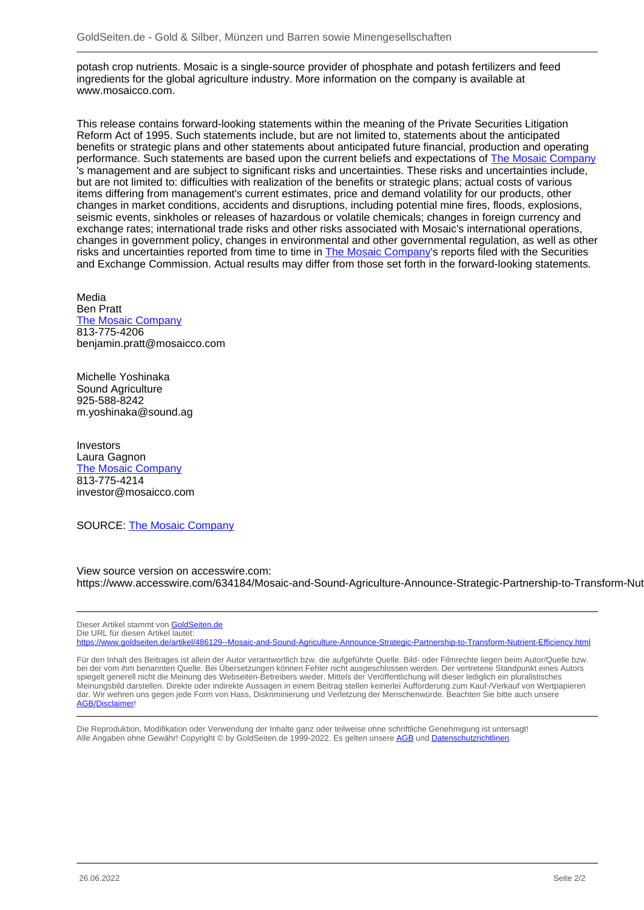potash crop nutrients. Mosaic is a single-source provider of phosphate and potash fertilizers and feed ingredients for the global agriculture industry. More information on the company is available at www.mosaicco.com.

This release contains forward-looking statements within the meaning of the Private Securities Litigation Reform Act of 1995. Such statements include, but are not limited to, statements about the anticipated benefits or strategic plans and other statements about anticipated future financial, production and operating performance. Such statements are based upon the current beliefs and expectations of The Mosaic Company's management and are subject to significant risks and uncertainties. These risks and uncertainties include, but are not limited to: difficulties with realization of the benefits or strategic plans; actual costs of various items differing from management's current estimates, price and demand volatility for our products, other changes in market conditions, accidents and disruptions, including potential mine fires, floods, explosions, seismic events, sinkholes or releases of hazardous or volatile chemicals; changes in foreign currency and exchange rates; international trade risks and other risks associated with Mosaic's international operations, changes in government policy, changes in environmental and other governmental regulation, as well as other risks and uncertainties reported from time to time in The Mosaic Company's reports filed with the Securities and Exchange Commission. Actual results may differ from those set forth in the forward-looking statements.

Media
Ben Pratt
The Mosaic Company
813-775-4206
benjamin.pratt@mosaicco.com

Michelle Yoshinaka
Sound Agriculture
925-588-8242
m.yoshinaka@sound.ag

Investors
Laura Gagnon
The Mosaic Company
813-775-4214
investor@mosaicco.com

SOURCE: The Mosaic Company

View source version on accesswire.com:
https://www.accesswire.com/634184/Mosaic-and-Sound-Agriculture-Announce-Strategic-Partnership-to-Transform-Nut

---

Dieser Artikel stammt von GoldSeiten.de
Die URL für diesen Artikel lautet:
https://www.goldseiten.de/artikel/486129--Mosaic-and-Sound-Agriculture-Announce-Strategic-Partnership-to-Transform-Nutrient-Efficiency.html

Für den Inhalt des Beitrages ist allein der Autor verantwortlich bzw. die aufgeführte Quelle. Bild- oder Filmrechte liegen beim Autor/Quelle bzw. bei der vom ihm benannten Quelle. Bei Übersetzungen können Fehler nicht ausgeschlossen werden. Der vertretene Standpunkt eines Autors spiegelt generell nicht die Meinung des Webseiten-Betreibers wieder. Mittels der Veröffentlichung will dieser lediglich ein pluralistisches Meinungsbild darstellen. Direkte oder indirekte Aussagen in einem Beitrag stellen keinerlei Aufforderung zum Kauf-/Verkauf von Wertpapieren dar. Wir wehren uns gegen jede Form von Hass, Diskriminierung und Verletzung der Menschenwürde. Beachten Sie bitte auch unsere AGB/Disclaimer!

---

Die Reproduktion, Modifikation oder Verwendung der Inhalte ganz oder teilweise ohne schriftliche Genehmigung ist untersagt!
Alle Angaben ohne Gewähr! Copyright © by GoldSeiten.de 1999-2022. Es gelten unsere AGB und Datenschutzrichtlinen.